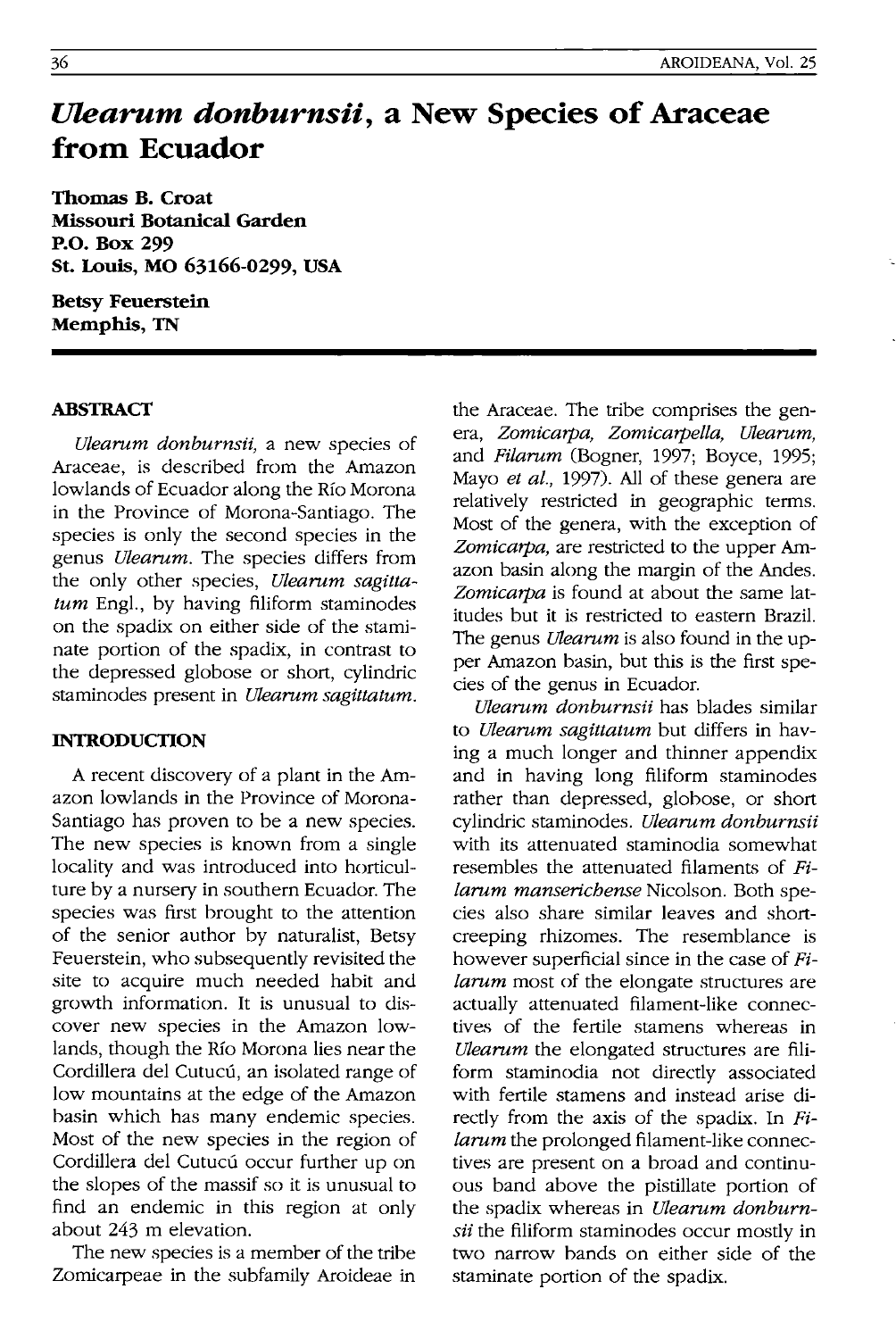# *Ulearum donburnsii*, a New Species of Araceae from Ecuador

**Thomas B. Croat**
**Missouri Botanical Garden**
**P.O. Box 299**
**St. Louis, MO 63166-0299, USA**

**Betsy Feuerstein**
**Memphis, TN**

## ABSTRACT

*Ulearum donburnsii*, a new species of Araceae, is described from the Amazon lowlands of Ecuador along the Río Morona in the Province of Morona-Santiago. The species is only the second species in the genus *Ulearum*. The species differs from the only other species, *Ulearum sagittatum* Engl., by having filiform staminodes on the spadix on either side of the staminate portion of the spadix, in contrast to the depressed globose or short, cylindric staminodes present in *Ulearum sagittatum*.

## INTRODUCTION

A recent discovery of a plant in the Amazon lowlands in the Province of Morona-Santiago has proven to be a new species. The new species is known from a single locality and was introduced into horticulture by a nursery in southern Ecuador. The species was first brought to the attention of the senior author by naturalist, Betsy Feuerstein, who subsequently revisited the site to acquire much needed habit and growth information. It is unusual to discover new species in the Amazon lowlands, though the Río Morona lies near the Cordillera del Cutucú, an isolated range of low mountains at the edge of the Amazon basin which has many endemic species. Most of the new species in the region of Cordillera del Cutucú occur further up on the slopes of the massif so it is unusual to find an endemic in this region at only about 243 m elevation.

The new species is a member of the tribe Zomicarpeae in the subfamily Aroideae in the Araceae. The tribe comprises the genera, *Zomicarpa, Zomicarpella, Ulearum,* and *Filarum* (Bogner, 1997; Boyce, 1995; Mayo *et al.*, 1997). All of these genera are relatively restricted in geographic terms. Most of the genera, with the exception of *Zomicarpa,* are restricted to the upper Amazon basin along the margin of the Andes. *Zomicarpa* is found at about the same latitudes but it is restricted to eastern Brazil. The genus *Ulearum* is also found in the upper Amazon basin, but this is the first species of the genus in Ecuador.

*Ulearum donburnsii* has blades similar to *Ulearum sagittatum* but differs in having a much longer and thinner appendix and in having long filiform staminodes rather than depressed, globose, or short cylindric staminodes. *Ulearum donburnsii* with its attenuated staminodia somewhat resembles the attenuated filaments of *Filarum manserichense* Nicolson. Both species also share similar leaves and short-creeping rhizomes. The resemblance is however superficial since in the case of *Filarum* most of the elongate structures are actually attenuated filament-like connectives of the fertile stamens whereas in *Ulearum* the elongated structures are filiform staminodia not directly associated with fertile stamens and instead arise directly from the axis of the spadix. In *Filarum* the prolonged filament-like connectives are present on a broad and continuous band above the pistillate portion of the spadix whereas in *Ulearum donburnsii* the filiform staminodes occur mostly in two narrow bands on either side of the staminate portion of the spadix.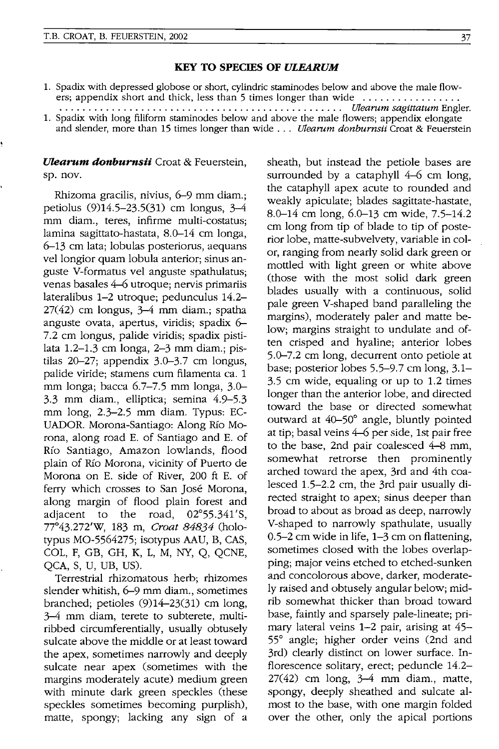## KEY TO SPECIES OF *ULEARUM*

1. Spadix with depressed globose or short, cylindric staminodes below and above the male flowers; appendix short and thick, less than 5 times longer than wide ................................................................ *Ulearum sagittatum* Engler.
1. Spadix with long filiform staminodes below and above the male flowers; appendix elongate and slender, more than 15 times longer than wide ... *Ulearum donburnsii* Croat & Feuerstein

***Ulearum donburnsii*** Croat & Feuerstein, sp. nov.

Rhizoma gracilis, nivius, 6–9 mm diam.; petiolus (9)14.5–23.5(31) cm longus, 3–4 mm diam., teres, infirme multi-costatus; lamina sagittato-hastata, 8.0–14 cm longa, 6–13 cm lata; lobulas posteriorus, aequans vel longior quam lobula anterior; sinus anguste V-formatus vel anguste spathulatus; venas basales 4–6 utroque; nervis primariis lateralibus 1–2 utroque; pedunculus 14.2–27(42) cm longus, 3–4 mm diam.; spatha anguste ovata, apertus, viridis; spadix 6–7.2 cm longus, palide viridis; spadix pistilata 1.2–1.3 cm longa, 2–3 mm diam.; pistilas 20–27; appendix 3.0–3.7 cm longus, palide viride; stamens cum filamenta ca. 1 mm longa; bacca 6.7–7.5 mm longa, 3.0–3.3 mm diam., elliptica; semina 4.9–5.3 mm long, 2.3–2.5 mm diam. Typus: ECUADOR. Morona-Santiago: Along Río Morona, along road E. of Santiago and E. of Río Santiago, Amazon lowlands, flood plain of Río Morona, vicinity of Puerto de Morona on E. side of River, 200 ft E. of ferry which crosses to San José Morona, along margin of flood plain forest and adjacent to the road, 02°55.341'S, 77°43.272'W, 183 m, *Croat 84834* (holotypus MO-5564275; isotypus AAU, B, CAS, COL, F, GB, GH, K, L, M, NY, Q, QCNE, QCA, S, U, UB, US).

Terrestrial rhizomatous herb; rhizomes slender whitish, 6–9 mm diam., sometimes branched; petioles (9)14–23(31) cm long, 3–4 mm diam, terete to subterete, multiribbed circumferentially, usually obtusely sulcate above the middle or at least toward the apex, sometimes narrowly and deeply sulcate near apex (sometimes with the margins moderately acute) medium green with minute dark green speckles (these speckles sometimes becoming purplish), matte, spongy; lacking any sign of a sheath, but instead the petiole bases are surrounded by a cataphyll 4–6 cm long, the cataphyll apex acute to rounded and weakly apiculate; blades sagittate-hastate, 8.0–14 cm long, 6.0–13 cm wide, 7.5–14.2 cm long from tip of blade to tip of posterior lobe, matte-subvelvety, variable in color, ranging from nearly solid dark green or mottled with light green or white above (those with the most solid dark green blades usually with a continuous, solid pale green V-shaped band paralleling the margins), moderately paler and matte below; margins straight to undulate and often crisped and hyaline; anterior lobes 5.0–7.2 cm long, decurrent onto petiole at base; posterior lobes 5.5–9.7 cm long, 3.1–3.5 cm wide, equaling or up to 1.2 times longer than the anterior lobe, and directed toward the base or directed somewhat outward at 40–50° angle, bluntly pointed at tip; basal veins 4–6 per side, 1st pair free to the base, 2nd pair coalesced 4–8 mm, somewhat retrorse then prominently arched toward the apex, 3rd and 4th coalesced 1.5–2.2 cm, the 3rd pair usually directed straight to apex; sinus deeper than broad to about as broad as deep, narrowly V-shaped to narrowly spathulate, usually 0.5–2 cm wide in life, 1–3 cm on flattening, sometimes closed with the lobes overlapping; major veins etched to etched-sunken and concolorous above, darker, moderately raised and obtusely angular below; midrib somewhat thicker than broad toward base, faintly and sparsely pale-lineate; primary lateral veins 1–2 pair, arising at 45–55° angle; higher order veins (2nd and 3rd) clearly distinct on lower surface. Inflorescence solitary, erect; peduncle 14.2–27(42) cm long, 3–4 mm diam., matte, spongy, deeply sheathed and sulcate almost to the base, with one margin folded over the other, only the apical portions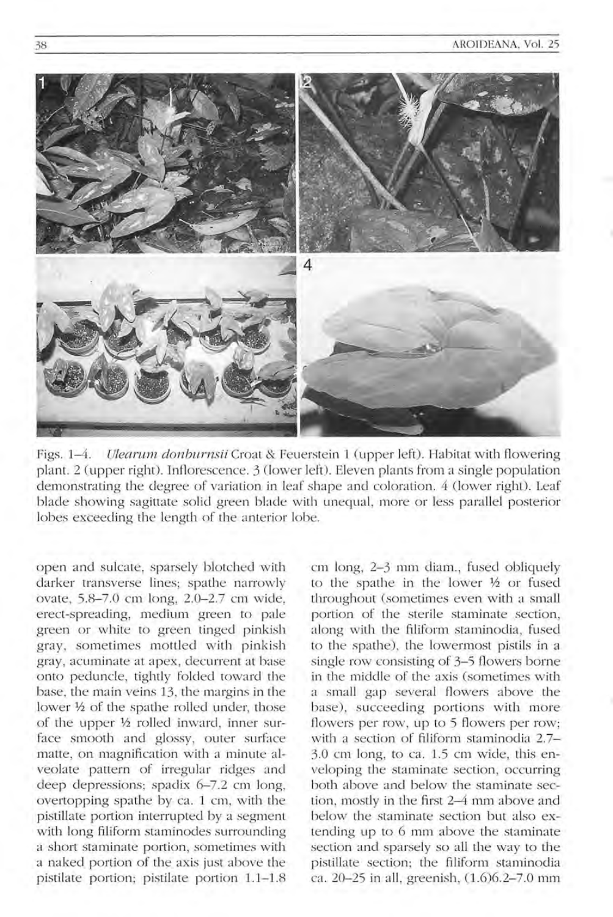Figs. 1–4. *Ulearum donburnsii* Croat & Feuerstein 1 (upper left). Habitat with flowering plant. 2 (upper right). Inflorescence. 3 (lower left). Eleven plants from a single population demonstrating the degree of variation in leaf shape and coloration. 4 (lower right). Leaf blade showing sagittate solid green blade with unequal, more or less parallel posterior lobes exceeding the length of the anterior lobe.

open and sulcate, sparsely blotched with darker transverse lines; spathe narrowly ovate, 5.8–7.0 cm long, 2.0–2.7 cm wide, erect-spreading, medium green to pale green or white to green tinged pinkish gray, sometimes mottled with pinkish gray, acuminate at apex, decurrent at base onto peduncle, tightly folded toward the base, the main veins 13, the margins in the lower ½ of the spathe rolled under, those of the upper ½ rolled inward, inner surface smooth and glossy, outer surface matte, on magnification with a minute alveolate pattern of irregular ridges and deep depressions; spadix 6–7.2 cm long, overtopping spathe by ca. 1 cm, with the pistillate portion interrupted by a segment with long filiform staminodes surrounding a short staminate portion, sometimes with a naked portion of the axis just above the pistilate portion; pistilate portion 1.1–1.8 cm long, 2–3 mm diam., fused obliquely to the spathe in the lower ½ or fused throughout (sometimes even with a small portion of the sterile staminate section, along with the filiform staminodia, fused to the spathe), the lowermost pistils in a single row consisting of 3–5 flowers borne in the middle of the axis (sometimes with a small gap several flowers above the base), succeeding portions with more flowers per row, up to 5 flowers per row; with a section of filiform staminodia 2.7–3.0 cm long, to ca. 1.5 cm wide, this enveloping the staminate section, occurring both above and below the staminate section, mostly in the first 2–4 mm above and below the staminate section but also extending up to 6 mm above the staminate section and sparsely so all the way to the pistillate section; the filiform staminodia ca. 20–25 in all, greenish, (1.6)6.2–7.0 mm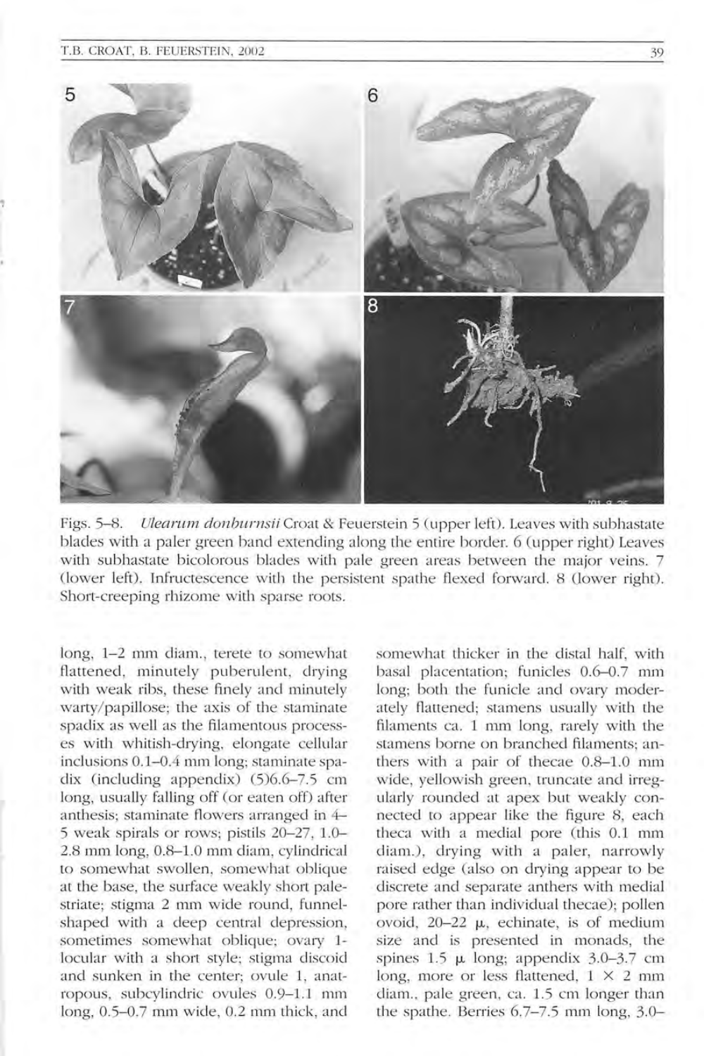Figs. 5–8. *Ulearum donburnsii* Croat & Feuerstein 5 (upper left). Leaves with subhastate blades with a paler green band extending along the entire border. 6 (upper right) Leaves with subhastate bicolorous blades with pale green areas between the major veins. 7 (lower left). Infructescence with the persistent spathe flexed forward. 8 (lower right). Short-creeping rhizome with sparse roots.

long, 1–2 mm diam., terete to somewhat flattened, minutely puberulent, drying with weak ribs, these finely and minutely warty/papillose; the axis of the staminate spadix as well as the filamentous processes with whitish-drying, elongate cellular inclusions 0.1–0.4 mm long; staminate spadix (including appendix) (5)6.6–7.5 cm long, usually falling off (or eaten off) after anthesis; staminate flowers arranged in 4–5 weak spirals or rows; pistils 20–27, 1.0–2.8 mm long, 0.8–1.0 mm diam, cylindrical to somewhat swollen, somewhat oblique at the base, the surface weakly short pale-striate; stigma 2 mm wide round, funnel-shaped with a deep central depression, sometimes somewhat oblique; ovary 1-locular with a short style; stigma discoid and sunken in the center; ovule 1, anatropous, subcylindric ovules 0.9–1.1 mm long, 0.5–0.7 mm wide, 0.2 mm thick, and somewhat thicker in the distal half, with basal placentation; funicles 0.6–0.7 mm long; both the funicle and ovary moderately flattened; stamens usually with the filaments ca. 1 mm long, rarely with the stamens borne on branched filaments; anthers with a pair of thecae 0.8–1.0 mm wide, yellowish green, truncate and irregularly rounded at apex but weakly connected to appear like the figure 8, each theca with a medial pore (this 0.1 mm diam.), drying with a paler, narrowly raised edge (also on drying appear to be discrete and separate anthers with medial pore rather than individual thecae); pollen ovoid, 20–22 μ, echinate, is of medium size and is presented in monads, the spines 1.5 μ long; appendix 3.0–3.7 cm long, more or less flattened, 1 × 2 mm diam., pale green, ca. 1.5 cm longer than the spathe. Berries 6.7–7.5 mm long, 3.0–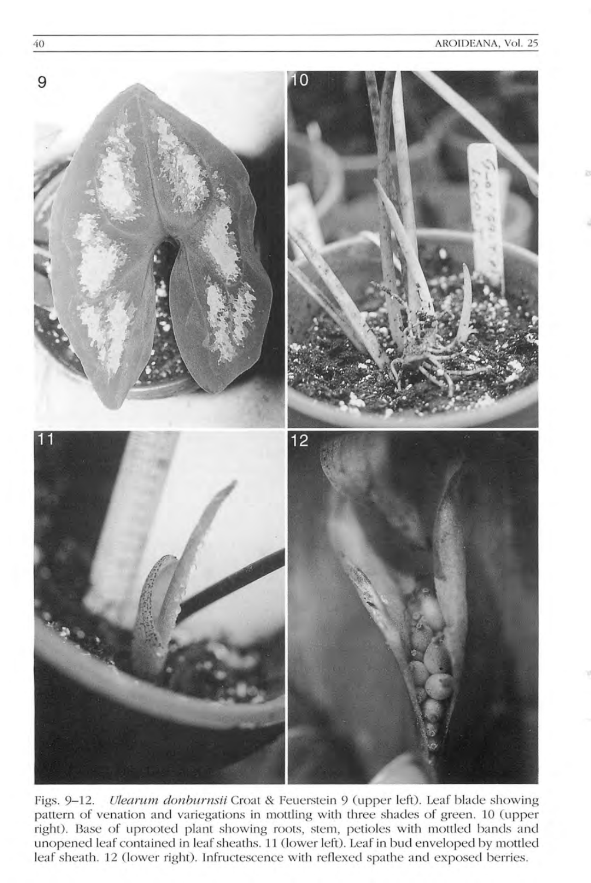Figs. 9–12. *Ulearum donburnsii* Croat & Feuerstein 9 (upper left). Leaf blade showing pattern of venation and variegations in mottling with three shades of green. 10 (upper right). Base of uprooted plant showing roots, stem, petioles with mottled bands and unopened leaf contained in leaf sheaths. 11 (lower left). Leaf in bud enveloped by mottled leaf sheath. 12 (lower right). Infructescence with reflexed spathe and exposed berries.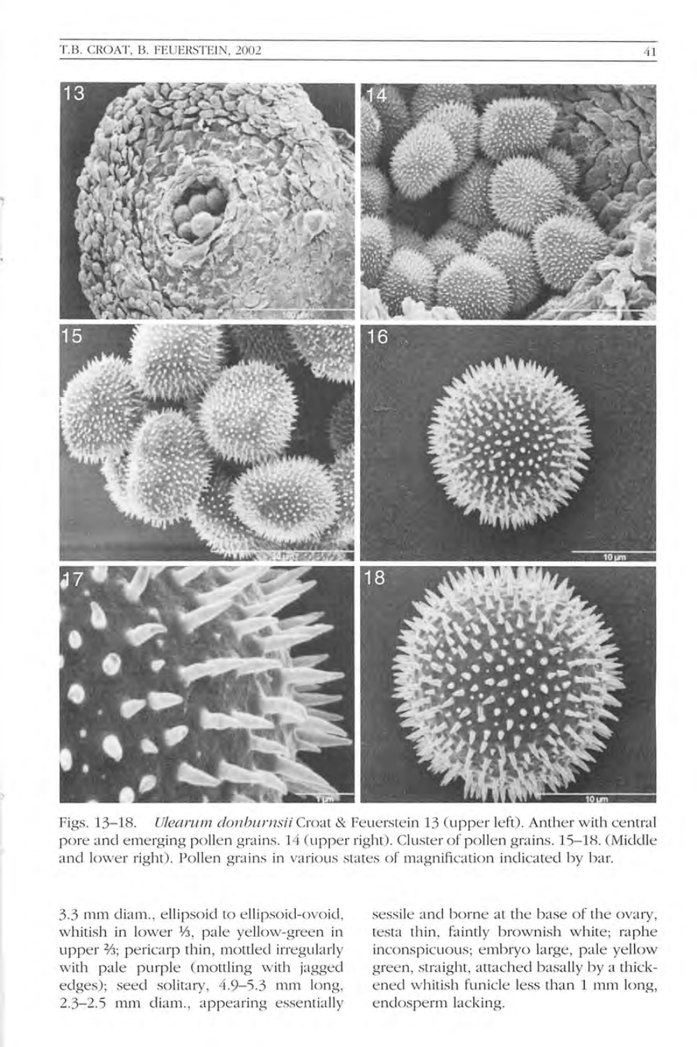Figs. 13–18. *Ulearum donburnsii* Croat & Feuerstein 13 (upper left). Anther with central pore and emerging pollen grains. 14 (upper right). Cluster of pollen grains. 15–18. (Middle and lower right). Pollen grains in various states of magnification indicated by bar.

3.3 mm diam., ellipsoid to ellipsoid-ovoid, whitish in lower ⅓, pale yellow-green in upper ⅔; pericarp thin, mottled irregularly with pale purple (mottling with jagged edges); seed solitary, 4.9–5.3 mm long, 2.3–2.5 mm diam., appearing essentially sessile and borne at the base of the ovary, testa thin, faintly brownish white; raphe inconspicuous; embryo large, pale yellow green, straight, attached basally by a thickened whitish funicle less than 1 mm long, endosperm lacking.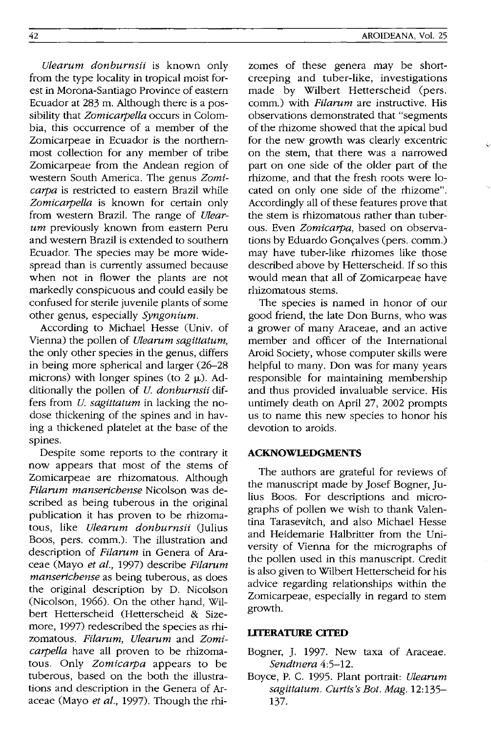*Ulearum donburnsii* is known only from the type locality in tropical moist forest in Morona-Santiago Province of eastern Ecuador at 283 m. Although there is a possibility that *Zomicarpella* occurs in Colombia, this occurrence of a member of the Zomicarpeae in Ecuador is the northernmost collection for any member of tribe Zomicarpeae from the Andean region of western South America. The genus *Zomicarpa* is restricted to eastern Brazil while *Zomicarpella* is known for certain only from western Brazil. The range of *Ulearum* previously known from eastern Peru and western Brazil is extended to southern Ecuador. The species may be more widespread than is currently assumed because when not in flower the plants are not markedly conspicuous and could easily be confused for sterile juvenile plants of some other genus, especially *Syngonium*.

According to Michael Hesse (Univ. of Vienna) the pollen of *Ulearum sagittatum*, the only other species in the genus, differs in being more spherical and larger (26–28 microns) with longer spines (to 2 μ). Additionally the pollen of *U. donburnsii* differs from *U. sagittatum* in lacking the nodose thickening of the spines and in having a thickened platelet at the base of the spines.

Despite some reports to the contrary it now appears that most of the stems of Zomicarpeae are rhizomatous. Although *Filarum manserichense* Nicolson was described as being tuberous in the original publication it has proven to be rhizomatous, like *Ulearum donburnsii* (Julius Boos, pers. comm.). The illustration and description of *Filarum* in Genera of Araceae (Mayo *et al.*, 1997) describe *Filarum manserichense* as being tuberous, as does the original description by D. Nicolson (Nicolson, 1966). On the other hand, Wilbert Hetterscheid (Hetterscheid & Sizemore, 1997) redescribed the species as rhizomatous. *Filarum, Ulearum* and *Zomicarpella* have all proven to be rhizomatous. Only *Zomicarpa* appears to be tuberous, based on the both the illustrations and description in the Genera of Araceae (Mayo *et al.*, 1997). Though the rhizomes of these genera may be short-creeping and tuber-like, investigations made by Wilbert Hetterscheid (pers. comm.) with *Filarum* are instructive. His observations demonstrated that "segments of the rhizome showed that the apical bud for the new growth was clearly excentric on the stem, that there was a narrowed part on one side of the older part of the rhizome, and that the fresh roots were located on only one side of the rhizome". Accordingly all of these features prove that the stem is rhizomatous rather than tuberous. Even *Zomicarpa*, based on observations by Eduardo Gonçalves (pers. comm.) may have tuber-like rhizomes like those described above by Hetterscheid. If so this would mean that all of Zomicarpeae have rhizomatous stems.

The species is named in honor of our good friend, the late Don Burns, who was a grower of many Araceae, and an active member and officer of the International Aroid Society, whose computer skills were helpful to many. Don was for many years responsible for maintaining membership and thus provided invaluable service. His untimely death on April 27, 2002 prompts us to name this new species to honor his devotion to aroids.

## ACKNOWLEDGMENTS

The authors are grateful for reviews of the manuscript made by Josef Bogner, Julius Boos. For descriptions and micrographs of pollen we wish to thank Valentina Tarasevitch, and also Michael Hesse and Heidemarie Halbritter from the University of Vienna for the micrographs of the pollen used in this manuscript. Credit is also given to Wilbert Hetterscheid for his advice regarding relationships within the Zomicarpeae, especially in regard to stem growth.

## LITERATURE CITED

Bogner, J. 1997. New taxa of Araceae. *Sendtnera* 4:5–12.

Boyce, P. C. 1995. Plant portrait: *Ulearum sagittatum*. *Curtis's Bot. Mag.* 12:135–137.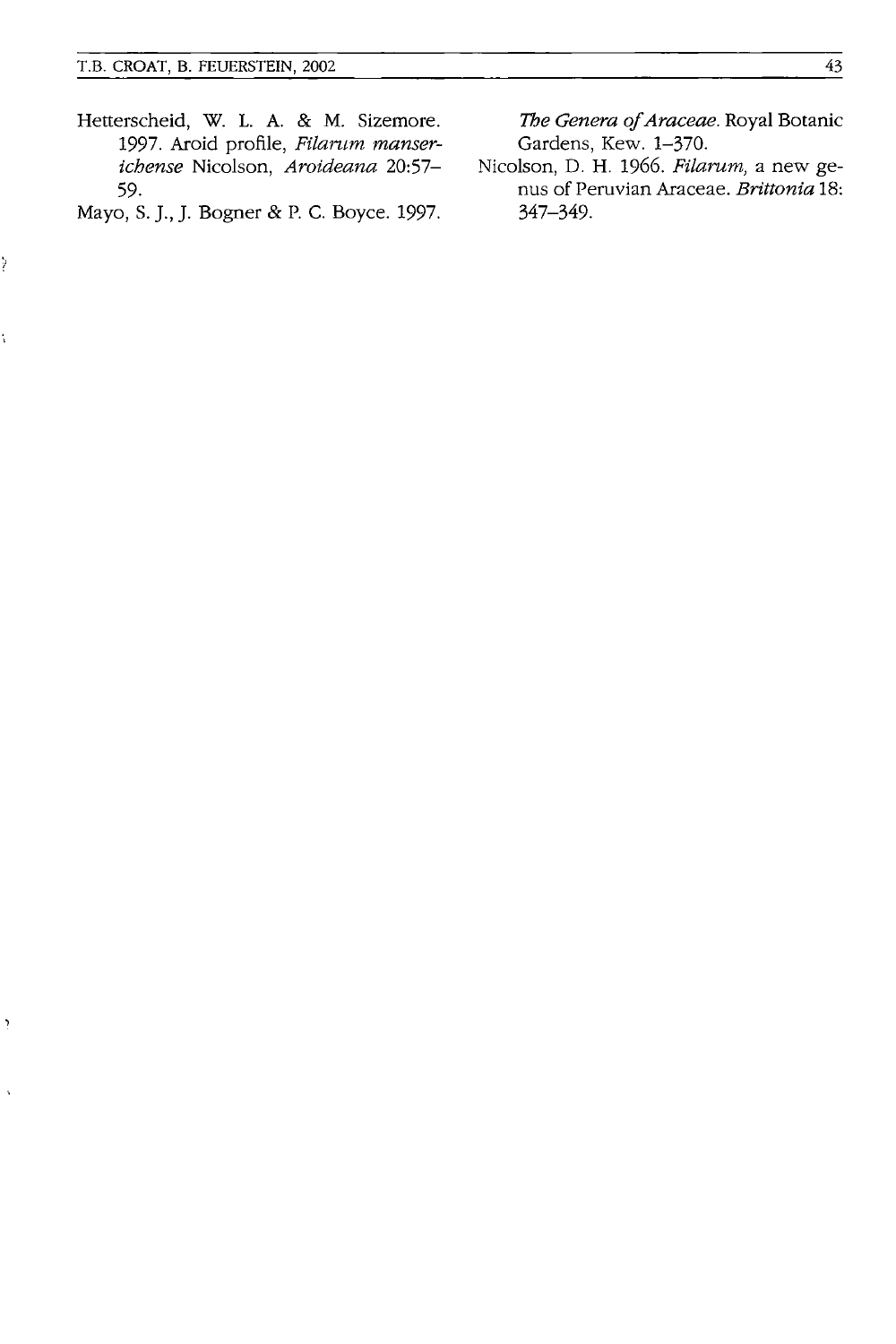Hetterscheid, W. L. A. & M. Sizemore. 1997. Aroid profile, *Filarum manserichense* Nicolson, *Aroideana* 20:57–59.

Mayo, S. J., J. Bogner & P. C. Boyce. 1997. *The Genera of Araceae*. Royal Botanic Gardens, Kew. 1–370.

Nicolson, D. H. 1966. *Filarum*, a new genus of Peruvian Araceae. *Brittonia* 18: 347–349.